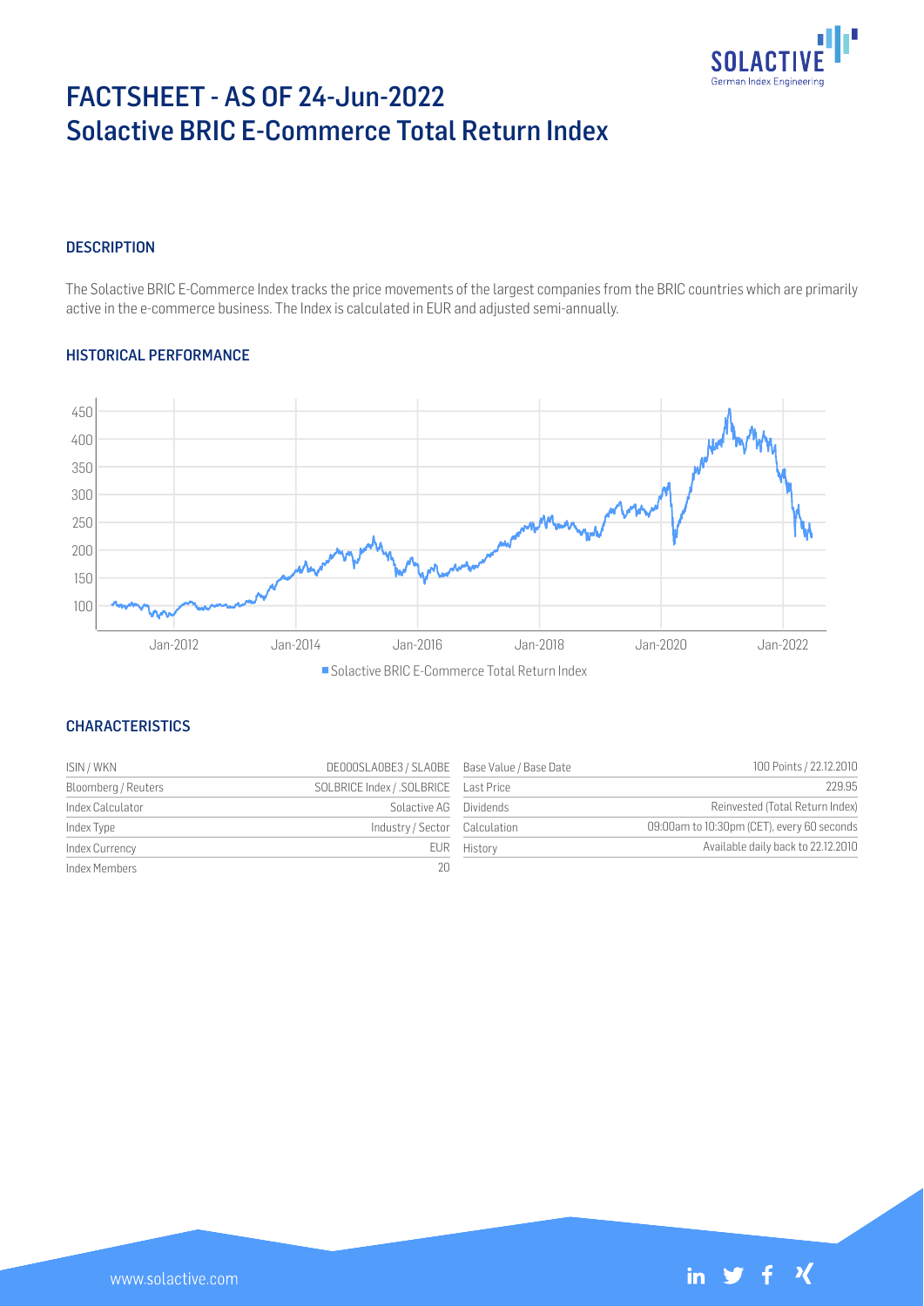# FACTSHEET - AS OF 24-Jun-2022
# Solactive BRIC E-Commerce Total Return Index

## DESCRIPTION

The Solactive BRIC E-Commerce Index tracks the price movements of the largest companies from the BRIC countries which are primarily active in the e-commerce business. The Index is calculated in EUR and adjusted semi-annually.

## HISTORICAL PERFORMANCE

Solactive BRIC E-Commerce Total Return Index

## CHARACTERISTICS

| ISIN / WKN | DE000SLA0BE3 / SLA0BE | Base Value / Base Date | 100 Points / 22.12.2010 |
|---|---|---|---|
| Bloomberg / Reuters | SOLBRICE Index / .SOLBRICE | Last Price | 229.95 |
| Index Calculator | Solactive AG | Dividends | Reinvested (Total Return Index) |
| Index Type | Industry / Sector | Calculation | 09:00am to 10:30pm (CET), every 60 seconds |
| Index Currency | EUR | History | Available daily back to 22.12.2010 |
| Index Members | 20 | | |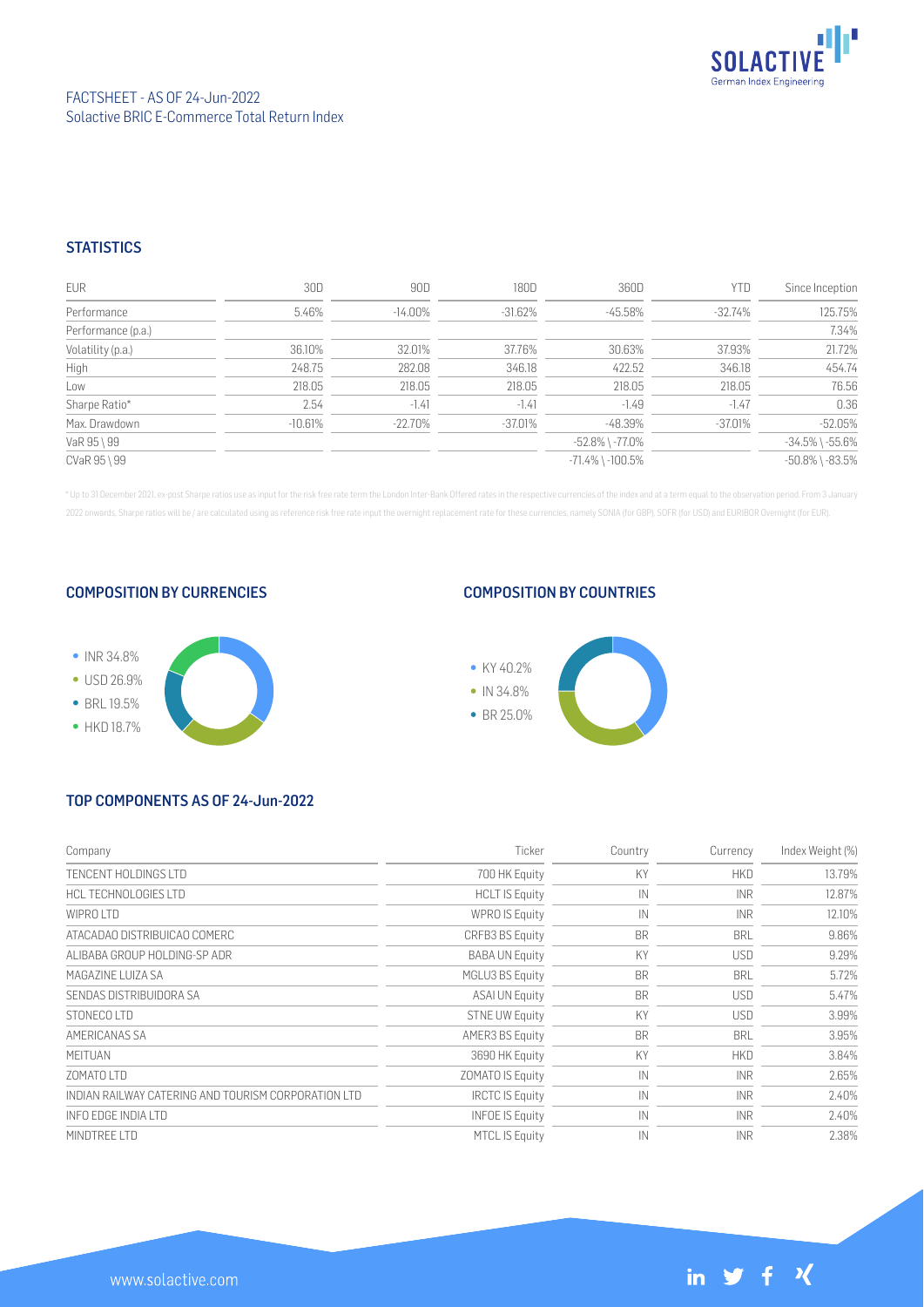FACTSHEET - AS OF 24-Jun-2022
Solactive BRIC E-Commerce Total Return Index

## STATISTICS

| EUR | 30D | 90D | 180D | 360D | YTD | Since Inception |
|---|---|---|---|---|---|---|
| Performance | 5.46% | -14.00% | -31.62% | -45.58% | -32.74% | 125.75% |
| Performance (p.a.) | | | | | | 7.34% |
| Volatility (p.a.) | 36.10% | 32.01% | 37.76% | 30.63% | 37.93% | 21.72% |
| High | 248.75 | 282.08 | 346.18 | 422.52 | 346.18 | 454.74 |
| Low | 218.05 | 218.05 | 218.05 | 218.05 | 218.05 | 76.56 |
| Sharpe Ratio* | 2.54 | -1.41 | -1.41 | -1.49 | -1.47 | 0.36 |
| Max. Drawdown | -10.61% | -22.70% | -37.01% | -48.39% | -37.01% | -52.05% |
| VaR 95 \ 99 | | | | -52.8% \ -77.0% | | -34.5% \ -55.6% |
| CVaR 95 \ 99 | | | | -71.4% \ -100.5% | | -50.8% \ -83.5% |

* Up to 31 December 2021, ex-post Sharpe ratios use as input for the risk free rate term the London Inter-Bank Offered rates in the respective currencies of the index and at a term equal to the observation period. From 3 January 2022 onwards, Sharpe ratios will be / are calculated using as reference risk free rate input the overnight replacement rate for these currencies, namely SONIA (for GBP), SOFR (for USD) and EURIBOR Overnight (for EUR).

## COMPOSITION BY CURRENCIES

- INR 34.8%
- USD 26.9%
- BRL 19.5%
- HKD 18.7%

## COMPOSITION BY COUNTRIES

- KY 40.2%
- IN 34.8%
- BR 25.0%

## TOP COMPONENTS AS OF 24-Jun-2022

| Company | Ticker | Country | Currency | Index Weight (%) |
|---|---|---|---|---|
| TENCENT HOLDINGS LTD | 700 HK Equity | KY | HKD | 13.79% |
| HCL TECHNOLOGIES LTD | HCLT IS Equity | IN | INR | 12.87% |
| WIPRO LTD | WPRO IS Equity | IN | INR | 12.10% |
| ATACADAO DISTRIBUICAO COMERC | CRFB3 BS Equity | BR | BRL | 9.86% |
| ALIBABA GROUP HOLDING-SP ADR | BABA UN Equity | KY | USD | 9.29% |
| MAGAZINE LUIZA SA | MGLU3 BS Equity | BR | BRL | 5.72% |
| SENDAS DISTRIBUIDORA SA | ASAI UN Equity | BR | USD | 5.47% |
| STONECO LTD | STNE UW Equity | KY | USD | 3.99% |
| AMERICANAS SA | AMER3 BS Equity | BR | BRL | 3.95% |
| MEITUAN | 3690 HK Equity | KY | HKD | 3.84% |
| ZOMATO LTD | ZOMATO IS Equity | IN | INR | 2.65% |
| INDIAN RAILWAY CATERING AND TOURISM CORPORATION LTD | IRCTC IS Equity | IN | INR | 2.40% |
| INFO EDGE INDIA LTD | INFOE IS Equity | IN | INR | 2.40% |
| MINDTREE LTD | MTCL IS Equity | IN | INR | 2.38% |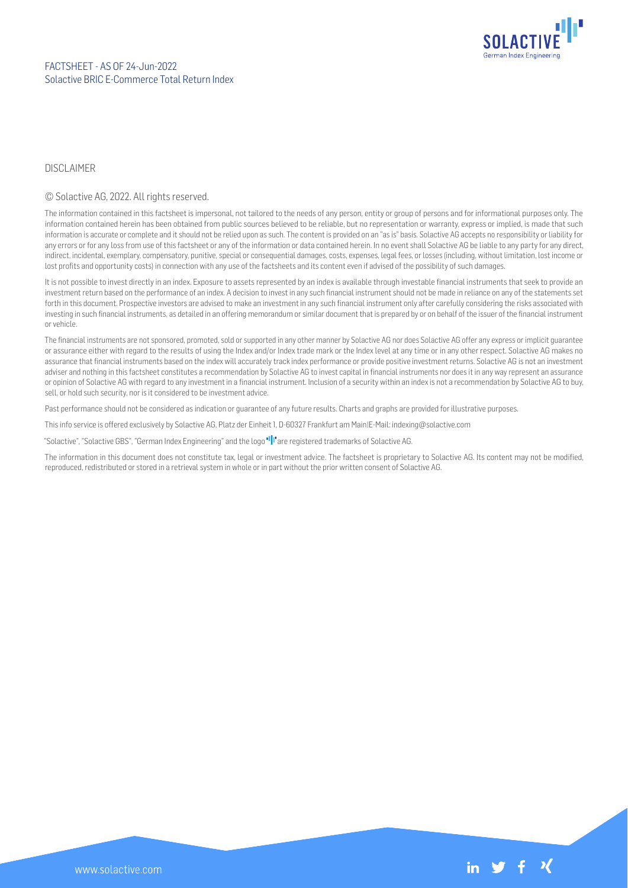DISCLAIMER

© Solactive AG, 2022. All rights reserved.

The information contained in this factsheet is impersonal, not tailored to the needs of any person, entity or group of persons and for informational purposes only. The information contained herein has been obtained from public sources believed to be reliable, but no representation or warranty, express or implied, is made that such information is accurate or complete and it should not be relied upon as such. The content is provided on an "as is" basis. Solactive AG accepts no responsibility or liability for any errors or for any loss from use of this factsheet or any of the information or data contained herein. In no event shall Solactive AG be liable to any party for any direct, indirect, incidental, exemplary, compensatory, punitive, special or consequential damages, costs, expenses, legal fees, or losses (including, without limitation, lost income or lost profits and opportunity costs) in connection with any use of the factsheets and its content even if advised of the possibility of such damages.

It is not possible to invest directly in an index. Exposure to assets represented by an index is available through investable financial instruments that seek to provide an investment return based on the performance of an index. A decision to invest in any such financial instrument should not be made in reliance on any of the statements set forth in this document. Prospective investors are advised to make an investment in any such financial instrument only after carefully considering the risks associated with investing in such financial instruments, as detailed in an offering memorandum or similar document that is prepared by or on behalf of the issuer of the financial instrument or vehicle.

The financial instruments are not sponsored, promoted, sold or supported in any other manner by Solactive AG nor does Solactive AG offer any express or implicit guarantee or assurance either with regard to the results of using the Index and/or Index trade mark or the Index level at any time or in any other respect. Solactive AG makes no assurance that financial instruments based on the index will accurately track index performance or provide positive investment returns. Solactive AG is not an investment adviser and nothing in this factsheet constitutes a recommendation by Solactive AG to invest capital in financial instruments nor does it in any way represent an assurance or opinion of Solactive AG with regard to any investment in a financial instrument. Inclusion of a security within an index is not a recommendation by Solactive AG to buy, sell, or hold such security, nor is it considered to be investment advice.

Past performance should not be considered as indication or guarantee of any future results. Charts and graphs are provided for illustrative purposes.

This info service is offered exclusively by Solactive AG, Platz der Einheit 1, D-60327 Frankfurt am Main|E-Mail: indexing@solactive.com

"Solactive", "Solactive GBS", "German Index Engineering" and the logo are registered trademarks of Solactive AG.

The information in this document does not constitute tax, legal or investment advice. The factsheet is proprietary to Solactive AG. Its content may not be modified, reproduced, redistributed or stored in a retrieval system in whole or in part without the prior written consent of Solactive AG.